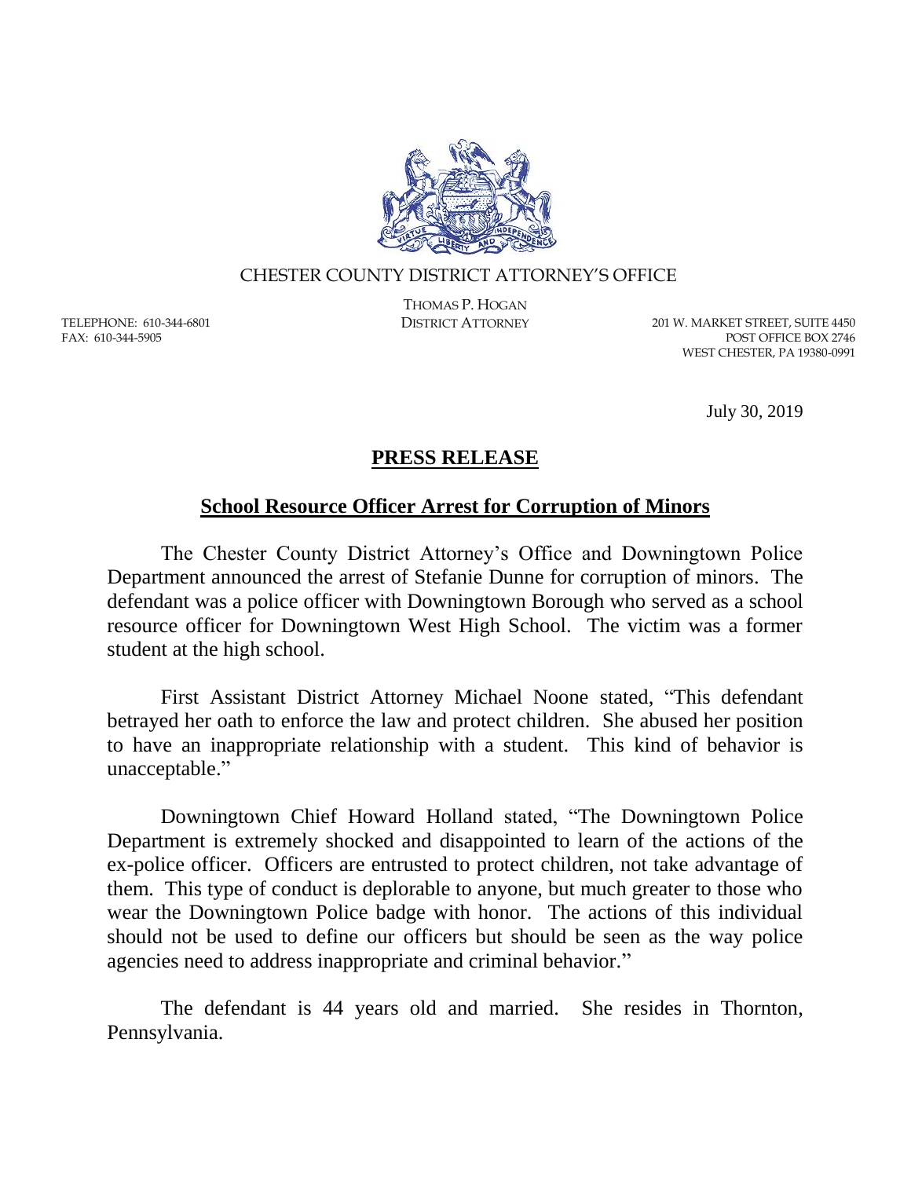CHESTER COUNTY DISTRICT ATTORNEY'S OFFICE

THOMAS P. HOGAN
DISTRICT ATTORNEY

TELEPHONE: 610-344-6801
FAX: 610-344-5905

201 W. MARKET STREET, SUITE 4450
POST OFFICE BOX 2746
WEST CHESTER, PA 19380-0991

July 30, 2019

## **PRESS RELEASE**

### **School Resource Officer Arrest for Corruption of Minors**

The Chester County District Attorney's Office and Downingtown Police Department announced the arrest of Stefanie Dunne for corruption of minors. The defendant was a police officer with Downingtown Borough who served as a school resource officer for Downingtown West High School. The victim was a former student at the high school.

First Assistant District Attorney Michael Noone stated, "This defendant betrayed her oath to enforce the law and protect children. She abused her position to have an inappropriate relationship with a student. This kind of behavior is unacceptable."

Downingtown Chief Howard Holland stated, "The Downingtown Police Department is extremely shocked and disappointed to learn of the actions of the ex-police officer. Officers are entrusted to protect children, not take advantage of them. This type of conduct is deplorable to anyone, but much greater to those who wear the Downingtown Police badge with honor. The actions of this individual should not be used to define our officers but should be seen as the way police agencies need to address inappropriate and criminal behavior."

The defendant is 44 years old and married. She resides in Thornton, Pennsylvania.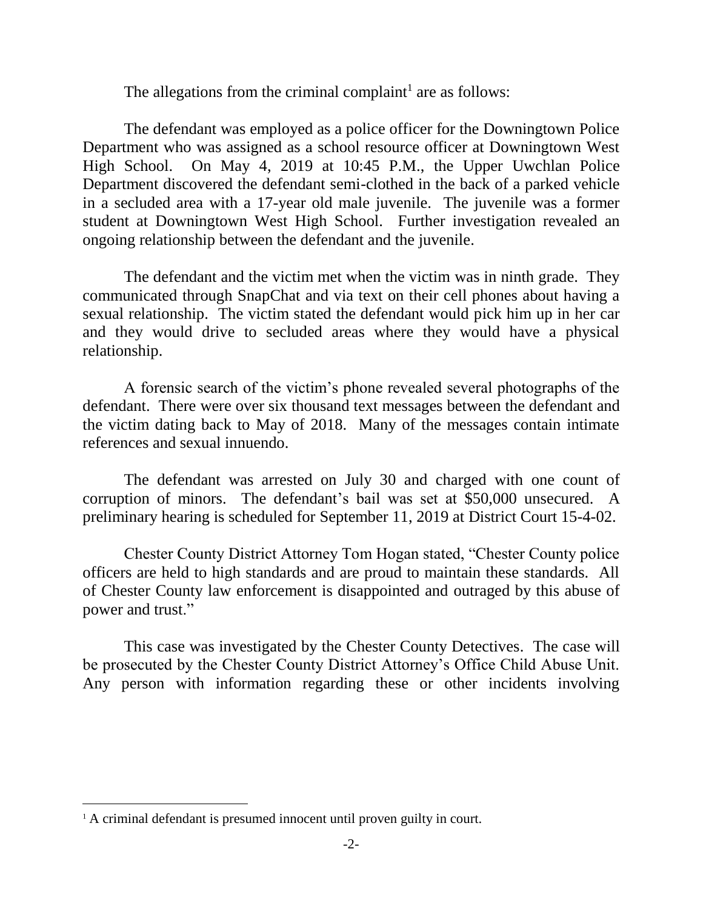The allegations from the criminal complaint[1] are as follows:

The defendant was employed as a police officer for the Downingtown Police Department who was assigned as a school resource officer at Downingtown West High School. On May 4, 2019 at 10:45 P.M., the Upper Uwchlan Police Department discovered the defendant semi-clothed in the back of a parked vehicle in a secluded area with a 17-year old male juvenile. The juvenile was a former student at Downingtown West High School. Further investigation revealed an ongoing relationship between the defendant and the juvenile.

The defendant and the victim met when the victim was in ninth grade. They communicated through SnapChat and via text on their cell phones about having a sexual relationship. The victim stated the defendant would pick him up in her car and they would drive to secluded areas where they would have a physical relationship.

A forensic search of the victim's phone revealed several photographs of the defendant. There were over six thousand text messages between the defendant and the victim dating back to May of 2018. Many of the messages contain intimate references and sexual innuendo.

The defendant was arrested on July 30 and charged with one count of corruption of minors. The defendant's bail was set at $50,000 unsecured. A preliminary hearing is scheduled for September 11, 2019 at District Court 15-4-02.

Chester County District Attorney Tom Hogan stated, "Chester County police officers are held to high standards and are proud to maintain these standards. All of Chester County law enforcement is disappointed and outraged by this abuse of power and trust."

This case was investigated by the Chester County Detectives. The case will be prosecuted by the Chester County District Attorney's Office Child Abuse Unit. Any person with information regarding these or other incidents involving

[1] A criminal defendant is presumed innocent until proven guilty in court.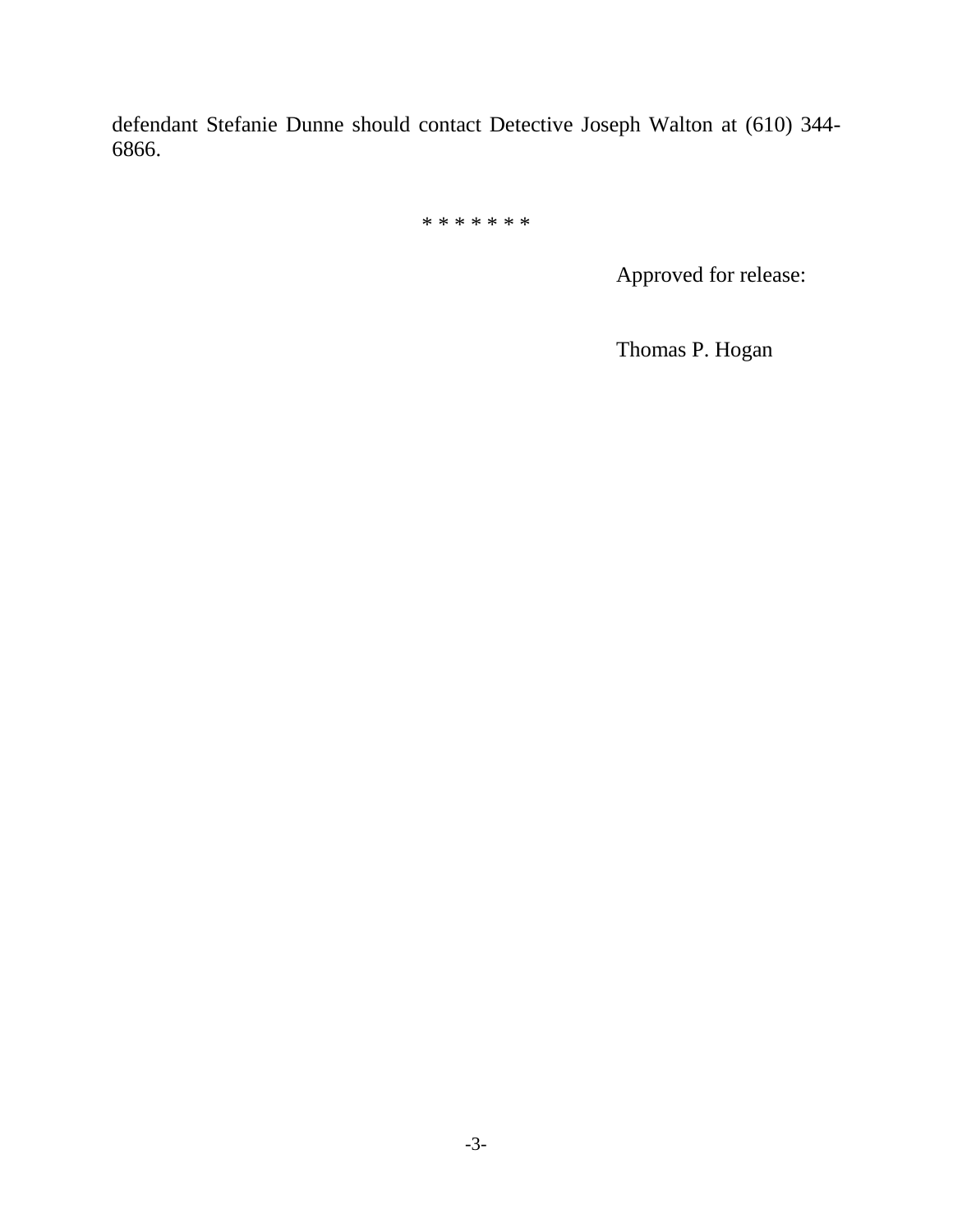defendant Stefanie Dunne should contact Detective Joseph Walton at (610) 344-6866.

* * * * * * *

Approved for release:

Thomas P. Hogan